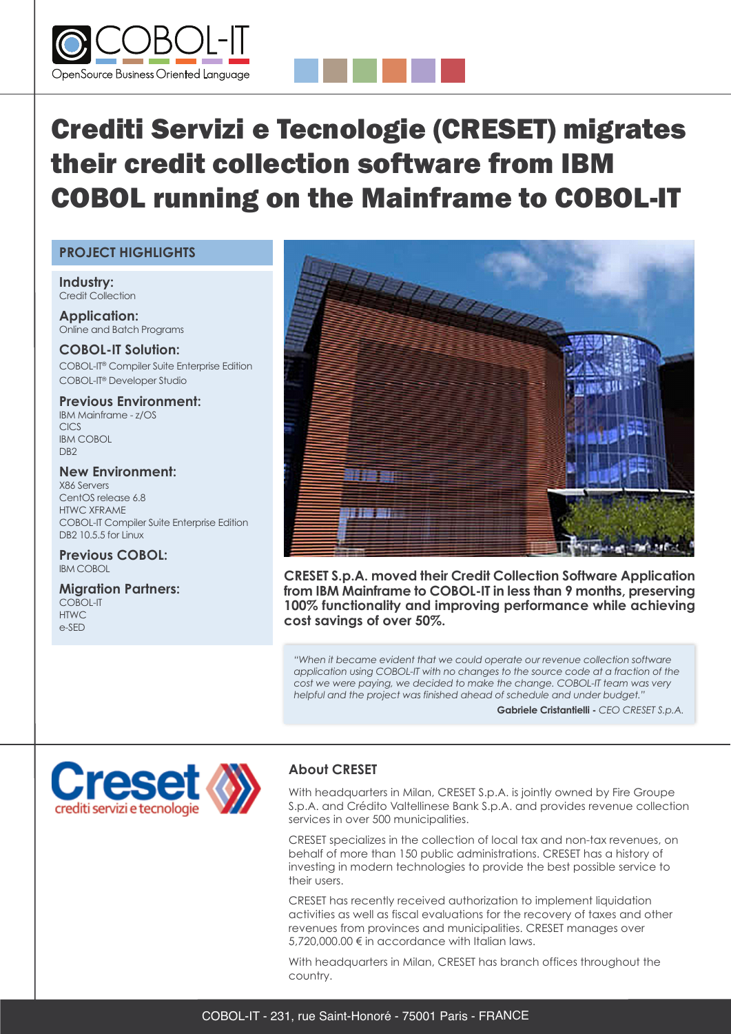# Crediti Servizi e Tecnologie (CRESET) migrates their credit collection software from IBM COBOL running on the Mainframe to COBOL-IT

## PROJECT HIGHLIGHTS

**Industry:**
Credit Collection

**Application:**
Online and Batch Programs

**COBOL-IT Solution:**
COBOL-IT® Compiler Suite Enterprise Edition
COBOL-IT® Developer Studio

**Previous Environment:**
IBM Mainframe - z/OS
CICS
IBM COBOL
DB2

**New Environment:**
X86 Servers
CentOS release 6.8
HTWC XFRAME
COBOL-IT Compiler Suite Enterprise Edition
DB2 10.5.5 for Linux

**Previous COBOL:**
IBM COBOL

**Migration Partners:**
COBOL-IT
HTWC
e-SED

**CRESET S.p.A. moved their Credit Collection Software Application from IBM Mainframe to COBOL-IT in less than 9 months, preserving 100% functionality and improving performance while achieving cost savings of over 50%.**

> *"When it became evident that we could operate our revenue collection software application using COBOL-IT with no changes to the source code at a fraction of the cost we were paying, we decided to make the change. COBOL-IT team was very helpful and the project was finished ahead of schedule and under budget."*
>
> **Gabriele Cristantielli -** *CEO CRESET S.p.A.*

## About CRESET

With headquarters in Milan, CRESET S.p.A. is jointly owned by Fire Groupe S.p.A. and Crédito Valtellinese Bank S.p.A. and provides revenue collection services in over 500 municipalities.

CRESET specializes in the collection of local tax and non-tax revenues, on behalf of more than 150 public administrations. CRESET has a history of investing in modern technologies to provide the best possible service to their users.

CRESET has recently received authorization to implement liquidation activities as well as fiscal evaluations for the recovery of taxes and other revenues from provinces and municipalities. CRESET manages over 5,720,000.00 € in accordance with Italian laws.

With headquarters in Milan, CRESET has branch offices throughout the country.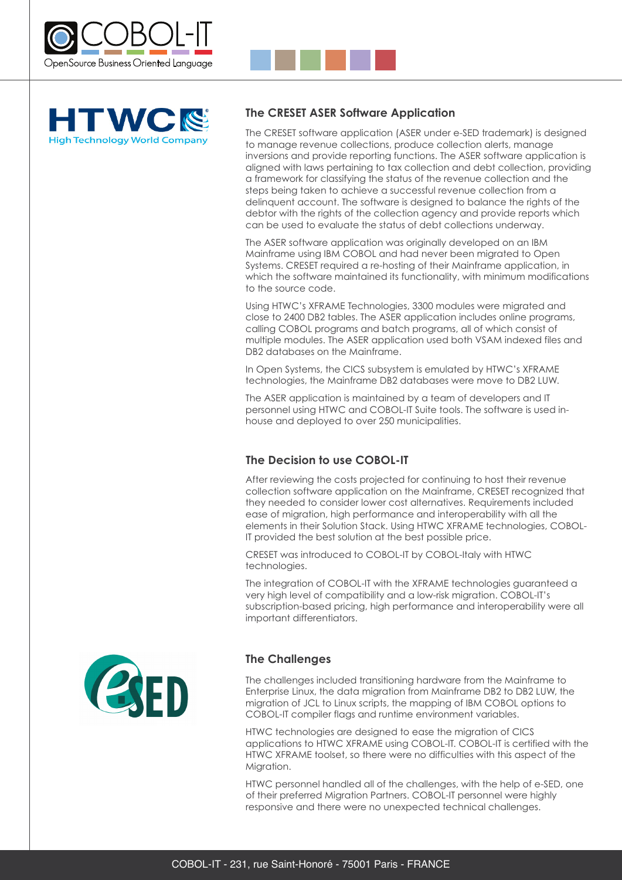## The CRESET ASER Software Application

The CRESET software application (ASER under e-SED trademark) is designed to manage revenue collections, produce collection alerts, manage inversions and provide reporting functions. The ASER software application is aligned with laws pertaining to tax collection and debt collection, providing a framework for classifying the status of the revenue collection and the steps being taken to achieve a successful revenue collection from a delinquent account. The software is designed to balance the rights of the debtor with the rights of the collection agency and provide reports which can be used to evaluate the status of debt collections underway.

The ASER software application was originally developed on an IBM Mainframe using IBM COBOL and had never been migrated to Open Systems. CRESET required a re-hosting of their Mainframe application, in which the software maintained its functionality, with minimum modifications to the source code.

Using HTWC's XFRAME Technologies, 3300 modules were migrated and close to 2400 DB2 tables. The ASER application includes online programs, calling COBOL programs and batch programs, all of which consist of multiple modules. The ASER application used both VSAM indexed files and DB2 databases on the Mainframe.

In Open Systems, the CICS subsystem is emulated by HTWC's XFRAME technologies, the Mainframe DB2 databases were move to DB2 LUW.

The ASER application is maintained by a team of developers and IT personnel using HTWC and COBOL-IT Suite tools. The software is used in-house and deployed to over 250 municipalities.

## The Decision to use COBOL-IT

After reviewing the costs projected for continuing to host their revenue collection software application on the Mainframe, CRESET recognized that they needed to consider lower cost alternatives. Requirements included ease of migration, high performance and interoperability with all the elements in their Solution Stack. Using HTWC XFRAME technologies, COBOL-IT provided the best solution at the best possible price.

CRESET was introduced to COBOL-IT by COBOL-Italy with HTWC technologies.

The integration of COBOL-IT with the XFRAME technologies guaranteed a very high level of compatibility and a low-risk migration. COBOL-IT's subscription-based pricing, high performance and interoperability were all important differentiators.

## The Challenges

The challenges included transitioning hardware from the Mainframe to Enterprise Linux, the data migration from Mainframe DB2 to DB2 LUW, the migration of JCL to Linux scripts, the mapping of IBM COBOL options to COBOL-IT compiler flags and runtime environment variables.

HTWC technologies are designed to ease the migration of CICS applications to HTWC XFRAME using COBOL-IT. COBOL-IT is certified with the HTWC XFRAME toolset, so there were no difficulties with this aspect of the Migration.

HTWC personnel handled all of the challenges, with the help of e-SED, one of their preferred Migration Partners. COBOL-IT personnel were highly responsive and there were no unexpected technical challenges.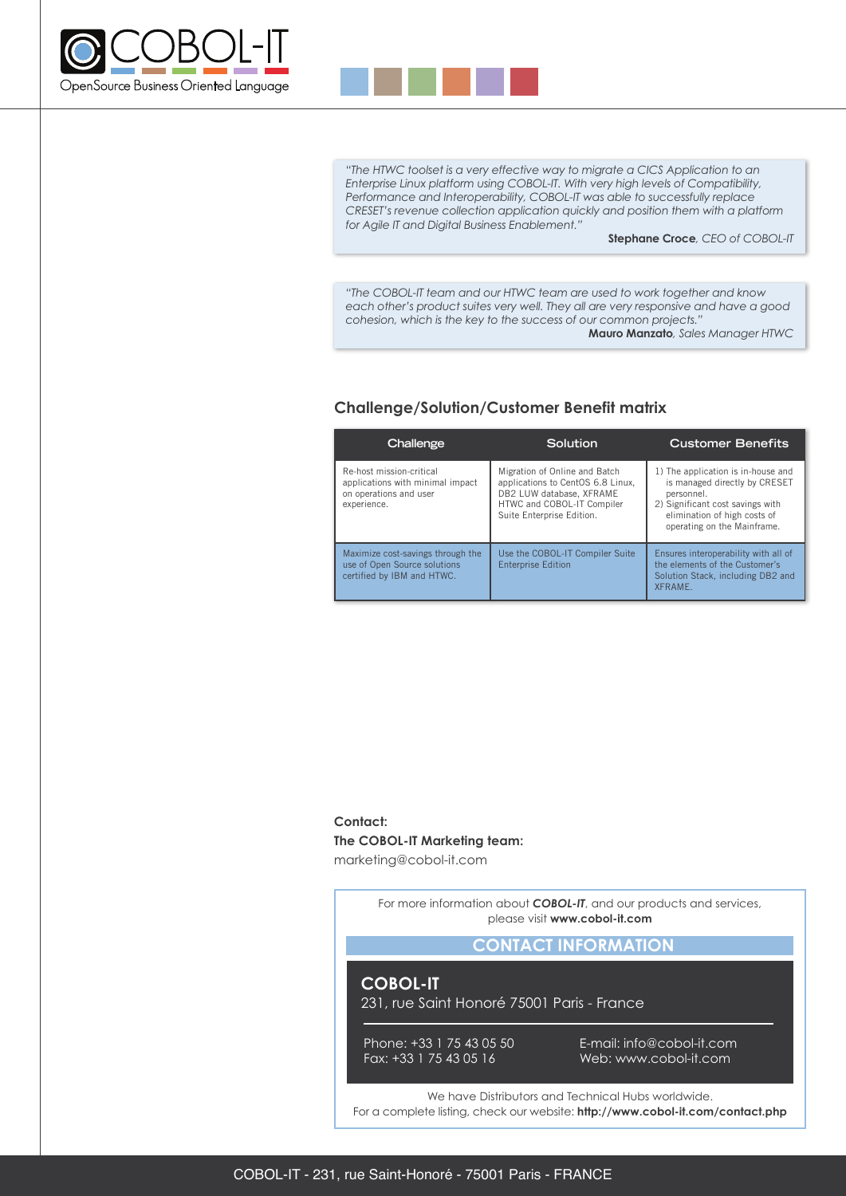*"The HTWC toolset is a very effective way to migrate a CICS Application to an Enterprise Linux platform using COBOL-IT. With very high levels of Compatibility, Performance and Interoperability, COBOL-IT was able to successfully replace CRESET's revenue collection application quickly and position them with a platform for Agile IT and Digital Business Enablement."*

**Stephane Croce**, *CEO of COBOL-IT*

*"The COBOL-IT team and our HTWC team are used to work together and know each other's product suites very well. They all are very responsive and have a good cohesion, which is the key to the success of our common projects."*

**Mauro Manzato**, *Sales Manager HTWC*

## Challenge/Solution/Customer Benefit matrix

| Challenge | Solution | Customer Benefits |
|---|---|---|
| Re-host mission-critical applications with minimal impact on operations and user experience. | Migration of Online and Batch applications to CentOS 6.8 Linux, DB2 LUW database, XFRAME HTWC and COBOL-IT Compiler Suite Enterprise Edition. | 1) The application is in-house and is managed directly by CRESET personnel.<br>2) Significant cost savings with elimination of high costs of operating on the Mainframe. |
| Maximize cost-savings through the use of Open Source solutions certified by IBM and HTWC. | Use the COBOL-IT Compiler Suite Enterprise Edition | Ensures interoperability with all of the elements of the Customer's Solution Stack, including DB2 and XFRAME. |

**Contact:**
**The COBOL-IT Marketing team:**
marketing@cobol-it.com

For more information about ***COBOL-IT***, and our products and services, please visit **www.cobol-it.com**

### CONTACT INFORMATION

**COBOL-IT**
231, rue Saint Honoré 75001 Paris - France

Phone: +33 1 75 43 05 50
Fax: +33 1 75 43 05 16

E-mail: info@cobol-it.com
Web: www.cobol-it.com

We have Distributors and Technical Hubs worldwide.
For a complete listing, check our website: **http://www.cobol-it.com/contact.php**